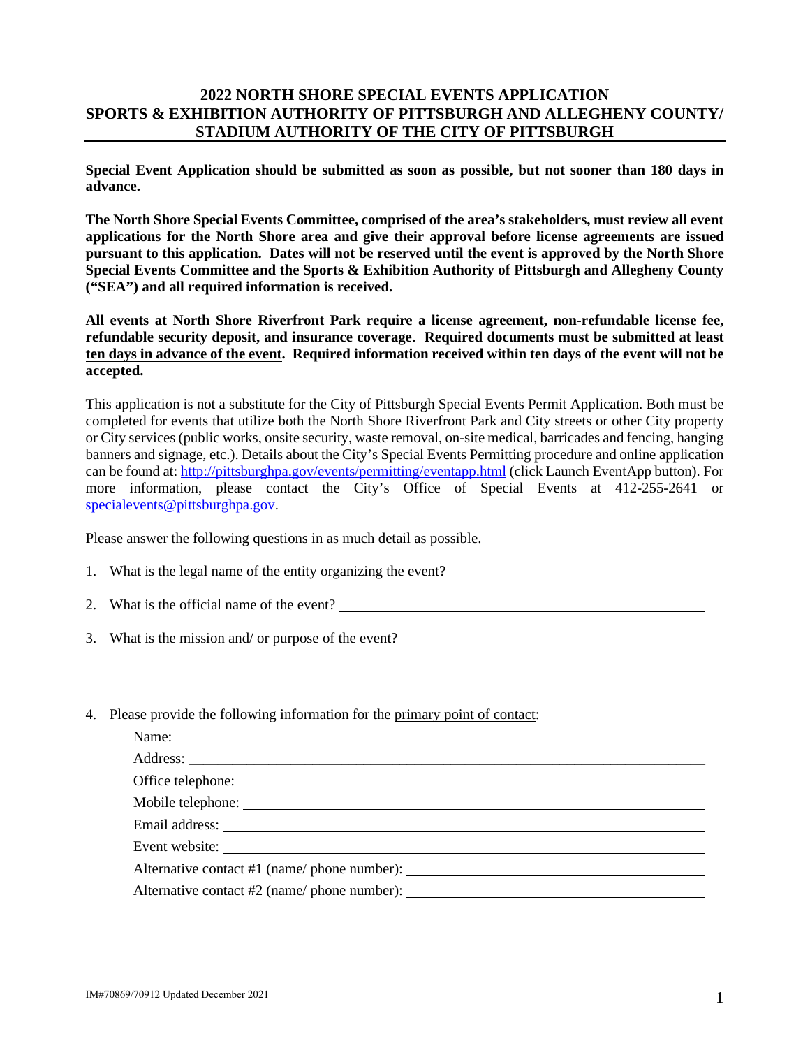# 2022 NORTH SHORE SPECIAL EVENTS APPLICATION
# SPORTS & EXHIBITION AUTHORITY OF PITTSBURGH AND ALLEGHENY COUNTY/ STADIUM AUTHORITY OF THE CITY OF PITTSBURGH

**Special Event Application should be submitted as soon as possible, but not sooner than 180 days in advance.**

**The North Shore Special Events Committee, comprised of the area's stakeholders, must review all event applications for the North Shore area and give their approval before license agreements are issued pursuant to this application. Dates will not be reserved until the event is approved by the North Shore Special Events Committee and the Sports & Exhibition Authority of Pittsburgh and Allegheny County ("SEA") and all required information is received.**

**All events at North Shore Riverfront Park require a license agreement, non-refundable license fee, refundable security deposit, and insurance coverage. Required documents must be submitted at least <u>ten days in advance of the event</u>. Required information received within ten days of the event will not be accepted.**

This application is not a substitute for the City of Pittsburgh Special Events Permit Application. Both must be completed for events that utilize both the North Shore Riverfront Park and City streets or other City property or City services (public works, onsite security, waste removal, on-site medical, barricades and fencing, hanging banners and signage, etc.). Details about the City's Special Events Permitting procedure and online application can be found at: http://pittsburghpa.gov/events/permitting/eventapp.html (click Launch EventApp button). For more information, please contact the City's Office of Special Events at 412-255-2641 or specialevents@pittsburghpa.gov.

Please answer the following questions in as much detail as possible.

1. What is the legal name of the entity organizing the event? ______________________________

2. What is the official name of the event? ______________________________

3. What is the mission and/ or purpose of the event?

4. Please provide the following information for the <u>primary point of contact</u>:

   Name: ______________________________
   
   Address: ______________________________
   
   Office telephone: ______________________________
   
   Mobile telephone: ______________________________
   
   Email address: ______________________________
   
   Event website: ______________________________
   
   Alternative contact #1 (name/ phone number): ______________________________
   
   Alternative contact #2 (name/ phone number): ______________________________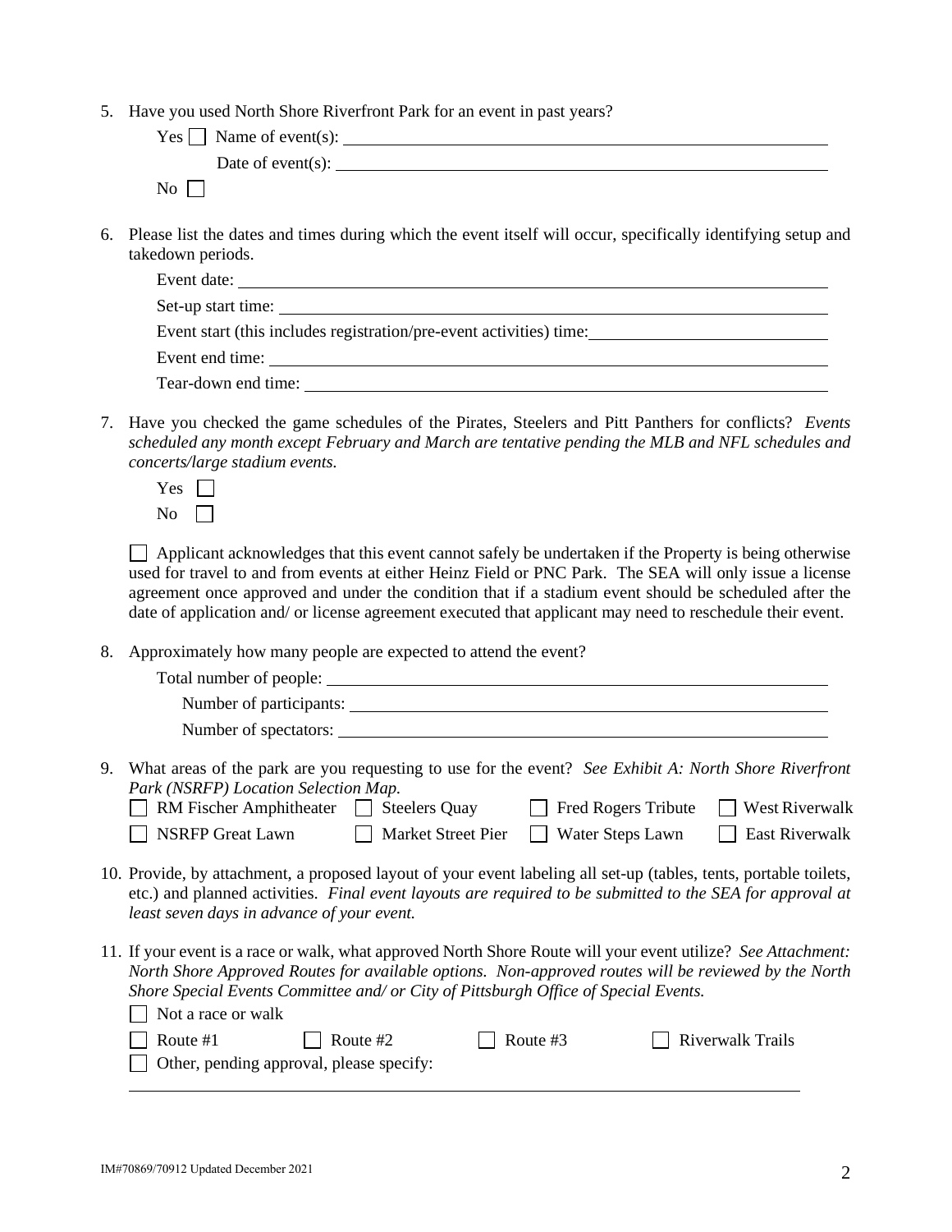5. Have you used North Shore Riverfront Park for an event in past years?

   Yes ☐ Name of event(s): ______________________________

   Date of event(s): ______________________________

   No ☐

6. Please list the dates and times during which the event itself will occur, specifically identifying setup and takedown periods.

   Event date: ______________________________

   Set-up start time: ______________________________

   Event start (this includes registration/pre-event activities) time: ______________________________

   Event end time: ______________________________

   Tear-down end time: ______________________________

7. Have you checked the game schedules of the Pirates, Steelers and Pitt Panthers for conflicts? *Events scheduled any month except February and March are tentative pending the MLB and NFL schedules and concerts/large stadium events.*

   Yes ☐

   No ☐

   ☐ Applicant acknowledges that this event cannot safely be undertaken if the Property is being otherwise used for travel to and from events at either Heinz Field or PNC Park. The SEA will only issue a license agreement once approved and under the condition that if a stadium event should be scheduled after the date of application and/ or license agreement executed that applicant may need to reschedule their event.

8. Approximately how many people are expected to attend the event?

   Total number of people: ______________________________

   Number of participants: ______________________________

   Number of spectators: ______________________________

9. What areas of the park are you requesting to use for the event? *See Exhibit A: North Shore Riverfront Park (NSRFP) Location Selection Map.*

   ☐ RM Fischer Amphitheater ☐ Steelers Quay ☐ Fred Rogers Tribute ☐ West Riverwalk

   ☐ NSRFP Great Lawn ☐ Market Street Pier ☐ Water Steps Lawn ☐ East Riverwalk

10. Provide, by attachment, a proposed layout of your event labeling all set-up (tables, tents, portable toilets, etc.) and planned activities. *Final event layouts are required to be submitted to the SEA for approval at least seven days in advance of your event.*

11. If your event is a race or walk, what approved North Shore Route will your event utilize? *See Attachment: North Shore Approved Routes for available options. Non-approved routes will be reviewed by the North Shore Special Events Committee and/ or City of Pittsburgh Office of Special Events.*

    ☐ Not a race or walk

    ☐ Route #1 ☐ Route #2 ☐ Route #3 ☐ Riverwalk Trails

    ☐ Other, pending approval, please specify:

    ______________________________

IM#70869/70912 Updated December 2021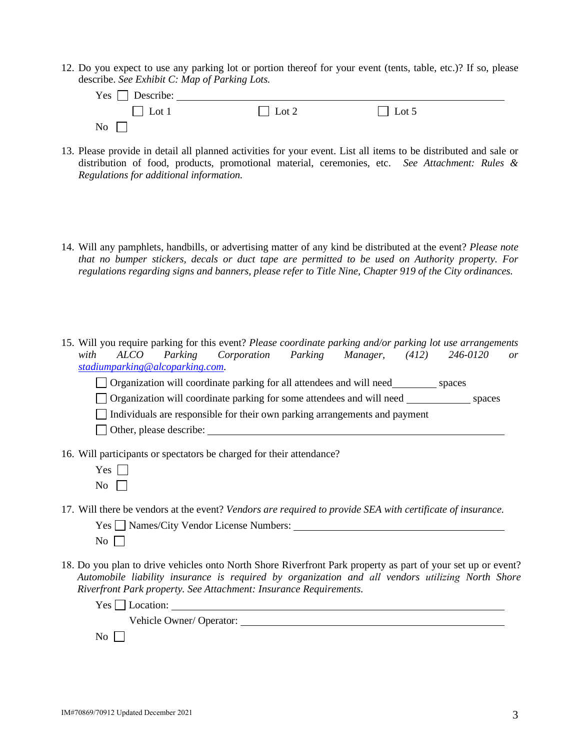12. Do you expect to use any parking lot or portion thereof for your event (tents, table, etc.)? If so, please describe. *See Exhibit C: Map of Parking Lots.*

    Yes ☐ Describe: ______________________________________________

    ☐ Lot 1 ☐ Lot 2 ☐ Lot 5

    No ☐

13. Please provide in detail all planned activities for your event. List all items to be distributed and sale or distribution of food, products, promotional material, ceremonies, etc. *See Attachment: Rules & Regulations for additional information.*

14. Will any pamphlets, handbills, or advertising matter of any kind be distributed at the event? *Please note that no bumper stickers, decals or duct tape are permitted to be used on Authority property. For regulations regarding signs and banners, please refer to Title Nine, Chapter 919 of the City ordinances.*

15. Will you require parking for this event? *Please coordinate parking and/or parking lot use arrangements with ALCO Parking Corporation Parking Manager, (412) 246-0120 or [stadiumparking@alcoparking.com](mailto:stadiumparking@alcoparking.com).*

    ☐ Organization will coordinate parking for all attendees and will need ________ spaces

    ☐ Organization will coordinate parking for some attendees and will need ____________ spaces

    ☐ Individuals are responsible for their own parking arrangements and payment

    ☐ Other, please describe: ______________________________________________

16. Will participants or spectators be charged for their attendance?

    Yes ☐

    No ☐

17. Will there be vendors at the event? *Vendors are required to provide SEA with certificate of insurance.*

    Yes ☐ Names/City Vendor License Numbers: ______________________________________________

    No ☐

18. Do you plan to drive vehicles onto North Shore Riverfront Park property as part of your set up or event? *Automobile liability insurance is required by organization and all vendors utilizing North Shore Riverfront Park property. See Attachment: Insurance Requirements.*

    Yes ☐ Location: ______________________________________________

    Vehicle Owner/ Operator: ______________________________________________

    No ☐

IM#70869/70912 Updated December 2021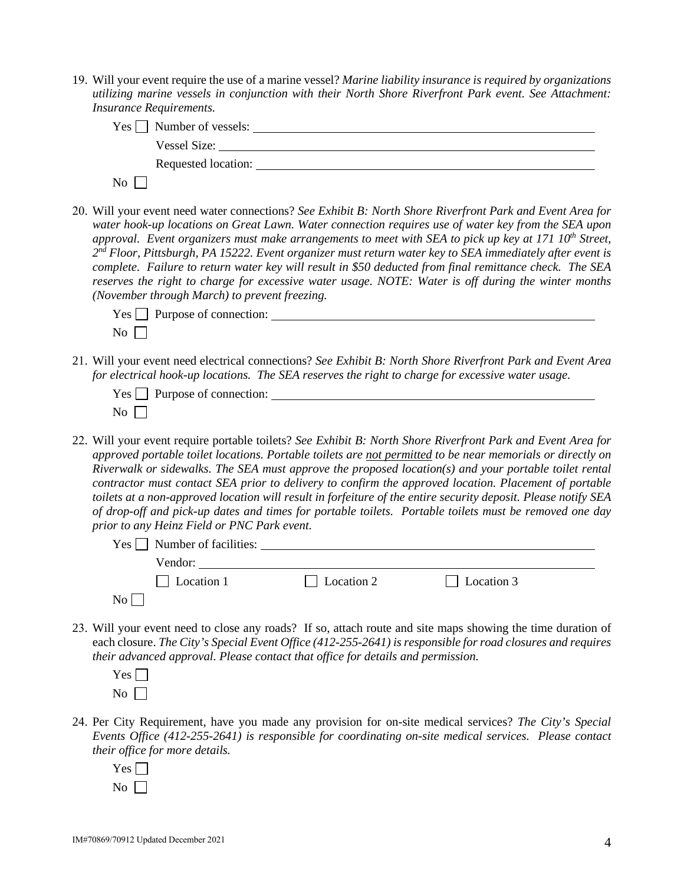19. Will your event require the use of a marine vessel? *Marine liability insurance is required by organizations utilizing marine vessels in conjunction with their North Shore Riverfront Park event. See Attachment: Insurance Requirements.*

   Yes ☐ Number of vessels: ______________________________

   Vessel Size: ______________________________

   Requested location: ______________________________

   No ☐

20. Will your event need water connections? *See Exhibit B: North Shore Riverfront Park and Event Area for water hook-up locations on Great Lawn. Water connection requires use of water key from the SEA upon approval. Event organizers must make arrangements to meet with SEA to pick up key at 171 10th Street, 2nd Floor, Pittsburgh, PA 15222. Event organizer must return water key to SEA immediately after event is complete. Failure to return water key will result in $50 deducted from final remittance check. The SEA reserves the right to charge for excessive water usage. NOTE: Water is off during the winter months (November through March) to prevent freezing.*

   Yes ☐ Purpose of connection: ______________________________

   No ☐

21. Will your event need electrical connections? *See Exhibit B: North Shore Riverfront Park and Event Area for electrical hook-up locations. The SEA reserves the right to charge for excessive water usage.*

   Yes ☐ Purpose of connection: ______________________________

   No ☐

22. Will your event require portable toilets? *See Exhibit B: North Shore Riverfront Park and Event Area for approved portable toilet locations. Portable toilets are <u>not permitted</u> to be near memorials or directly on Riverwalk or sidewalks. The SEA must approve the proposed location(s) and your portable toilet rental contractor must contact SEA prior to delivery to confirm the approved location. Placement of portable toilets at a non-approved location will result in forfeiture of the entire security deposit. Please notify SEA of drop-off and pick-up dates and times for portable toilets. Portable toilets must be removed one day prior to any Heinz Field or PNC Park event.*

   Yes ☐ Number of facilities: ______________________________

   Vendor: ______________________________

   ☐ Location 1 ☐ Location 2 ☐ Location 3

   No ☐

23. Will your event need to close any roads? If so, attach route and site maps showing the time duration of each closure. *The City's Special Event Office (412-255-2641) is responsible for road closures and requires their advanced approval. Please contact that office for details and permission.*

   Yes ☐

   No ☐

24. Per City Requirement, have you made any provision for on-site medical services? *The City's Special Events Office (412-255-2641) is responsible for coordinating on-site medical services. Please contact their office for more details.*

   Yes ☐

   No ☐

IM#70869/70912 Updated December 2021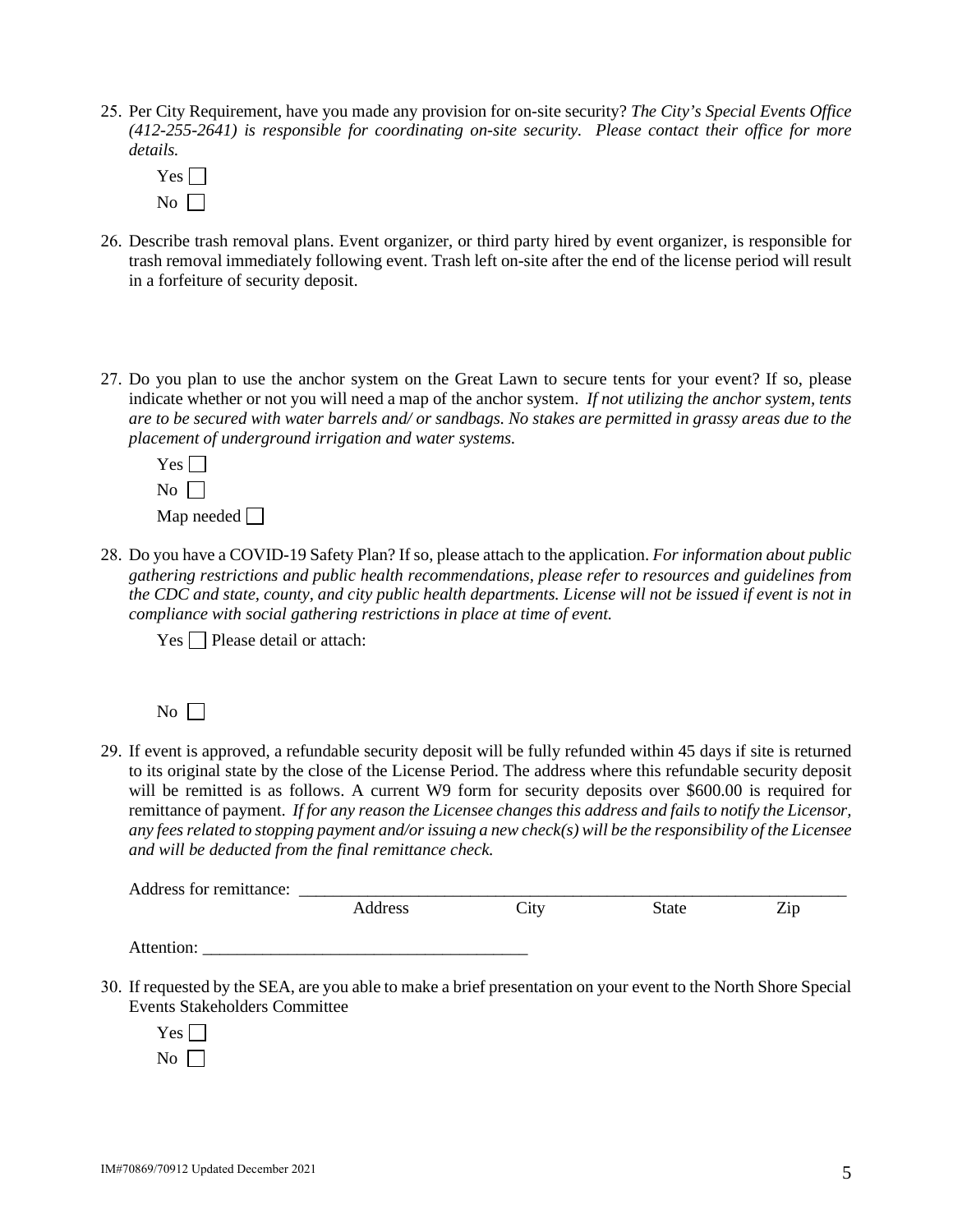25. Per City Requirement, have you made any provision for on-site security? *The City's Special Events Office (412-255-2641) is responsible for coordinating on-site security. Please contact their office for more details.*

    Yes ☐

    No ☐

26. Describe trash removal plans. Event organizer, or third party hired by event organizer, is responsible for trash removal immediately following event. Trash left on-site after the end of the license period will result in a forfeiture of security deposit.

27. Do you plan to use the anchor system on the Great Lawn to secure tents for your event? If so, please indicate whether or not you will need a map of the anchor system. *If not utilizing the anchor system, tents are to be secured with water barrels and/ or sandbags. No stakes are permitted in grassy areas due to the placement of underground irrigation and water systems.*

    Yes ☐

    No ☐

    Map needed ☐

28. Do you have a COVID-19 Safety Plan? If so, please attach to the application. *For information about public gathering restrictions and public health recommendations, please refer to resources and guidelines from the CDC and state, county, and city public health departments. License will not be issued if event is not in compliance with social gathering restrictions in place at time of event.*

    Yes ☐ Please detail or attach:

    No ☐

29. If event is approved, a refundable security deposit will be fully refunded within 45 days if site is returned to its original state by the close of the License Period. The address where this refundable security deposit will be remitted is as follows. A current W9 form for security deposits over $600.00 is required for remittance of payment. *If for any reason the Licensee changes this address and fails to notify the Licensor, any fees related to stopping payment and/or issuing a new check(s) will be the responsibility of the Licensee and will be deducted from the final remittance check.*

    Address for remittance: ______________________________________________
    Address        City        State        Zip

    Attention: ______________________________________

30. If requested by the SEA, are you able to make a brief presentation on your event to the North Shore Special Events Stakeholders Committee

    Yes ☐

    No ☐

IM#70869/70912 Updated December 2021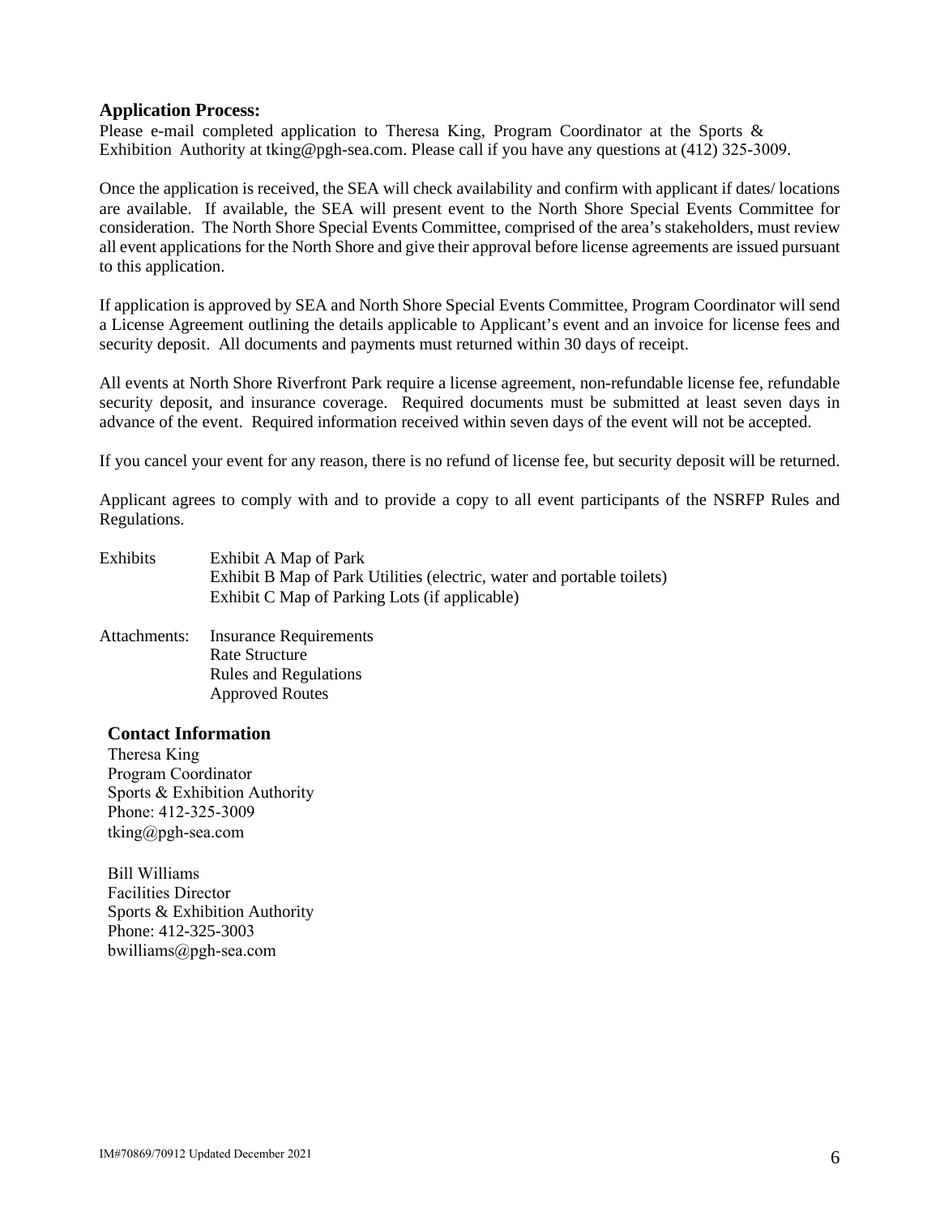### Application Process:

Please e-mail completed application to Theresa King, Program Coordinator at the Sports & Exhibition Authority at tking@pgh-sea.com. Please call if you have any questions at (412) 325-3009.

Once the application is received, the SEA will check availability and confirm with applicant if dates/ locations are available. If available, the SEA will present event to the North Shore Special Events Committee for consideration. The North Shore Special Events Committee, comprised of the area's stakeholders, must review all event applications for the North Shore and give their approval before license agreements are issued pursuant to this application.

If application is approved by SEA and North Shore Special Events Committee, Program Coordinator will send a License Agreement outlining the details applicable to Applicant's event and an invoice for license fees and security deposit. All documents and payments must returned within 30 days of receipt.

All events at North Shore Riverfront Park require a license agreement, non-refundable license fee, refundable security deposit, and insurance coverage. Required documents must be submitted at least seven days in advance of the event. Required information received within seven days of the event will not be accepted.

If you cancel your event for any reason, there is no refund of license fee, but security deposit will be returned.

Applicant agrees to comply with and to provide a copy to all event participants of the NSRFP Rules and Regulations.

Exhibits
- Exhibit A Map of Park
- Exhibit B Map of Park Utilities (electric, water and portable toilets)
- Exhibit C Map of Parking Lots (if applicable)

Attachments:
- Insurance Requirements
- Rate Structure
- Rules and Regulations
- Approved Routes

### Contact Information

Theresa King
Program Coordinator
Sports & Exhibition Authority
Phone: 412-325-3009
tking@pgh-sea.com

Bill Williams
Facilities Director
Sports & Exhibition Authority
Phone: 412-325-3003
bwilliams@pgh-sea.com

IM#70869/70912 Updated December 2021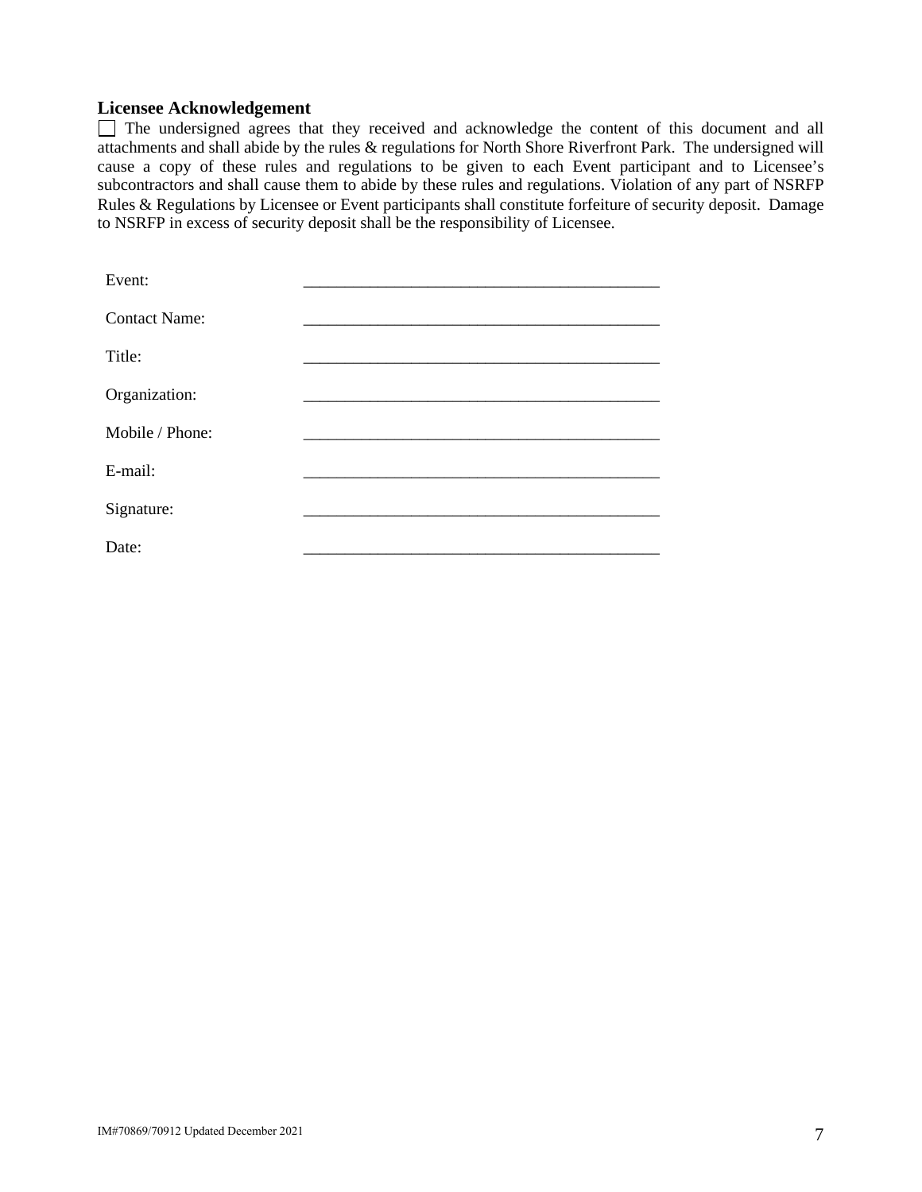### Licensee Acknowledgement

☐ The undersigned agrees that they received and acknowledge the content of this document and all attachments and shall abide by the rules & regulations for North Shore Riverfront Park. The undersigned will cause a copy of these rules and regulations to be given to each Event participant and to Licensee's subcontractors and shall cause them to abide by these rules and regulations. Violation of any part of NSRFP Rules & Regulations by Licensee or Event participants shall constitute forfeiture of security deposit. Damage to NSRFP in excess of security deposit shall be the responsibility of Licensee.

Event: ____________________________________________

Contact Name: ____________________________________________

Title: ____________________________________________

Organization: ____________________________________________

Mobile / Phone: ____________________________________________

E-mail: ____________________________________________

Signature: ____________________________________________

Date: ____________________________________________

IM#70869/70912 Updated December 2021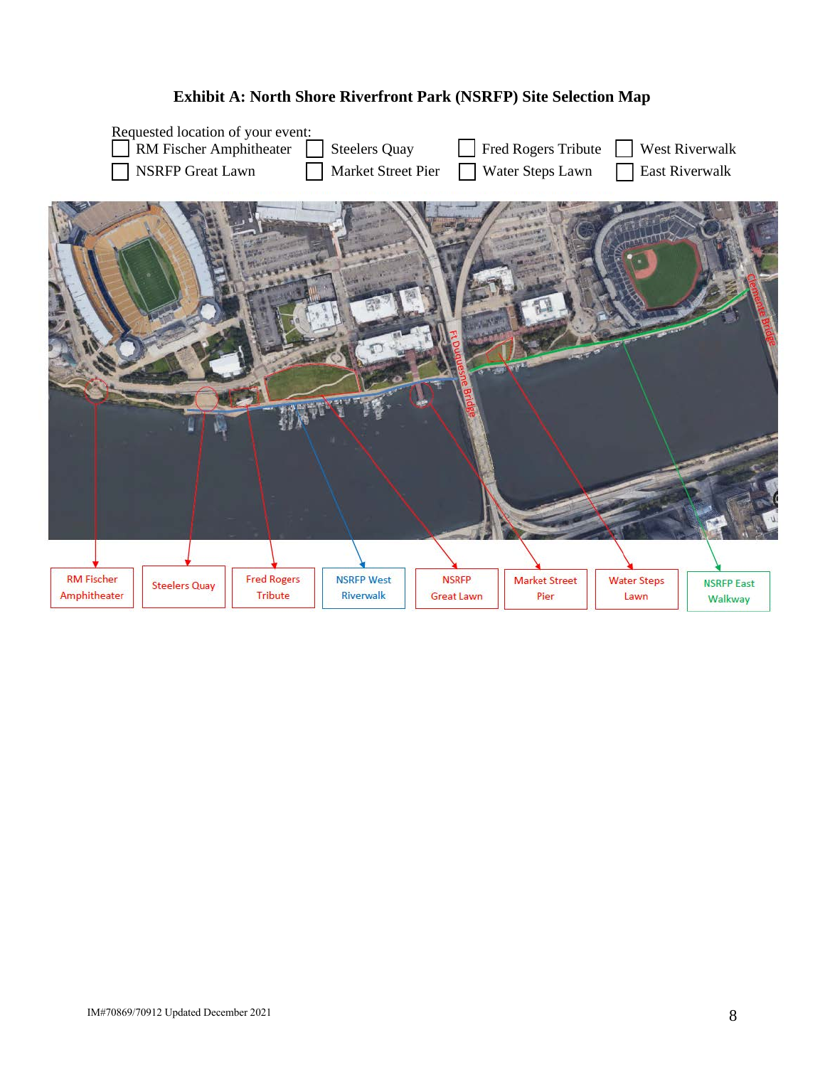# Exhibit A: North Shore Riverfront Park (NSRFP) Site Selection Map

Requested location of your event:

- ☐ RM Fischer Amphitheater
- ☐ Steelers Quay
- ☐ Fred Rogers Tribute
- ☐ West Riverwalk
- ☐ NSRFP Great Lawn
- ☐ Market Street Pier
- ☐ Water Steps Lawn
- ☐ East Riverwalk

Ft Duquesne Bridge

Clemente Bridge

RM Fischer Amphitheater | Steelers Quay | Fred Rogers Tribute | NSRFP West Riverwalk | NSRFP Great Lawn | Market Street Pier | Water Steps Lawn | NSRFP East Walkway

IM#70869/70912 Updated December 2021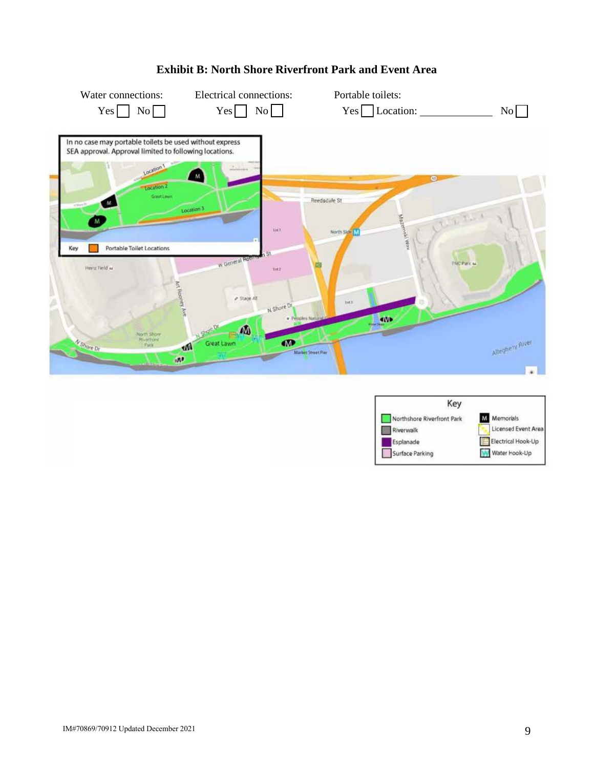## Exhibit B: North Shore Riverfront Park and Event Area

Water connections: Yes ☐ No ☐

Electrical connections: Yes ☐ No ☐

Portable toilets: Yes ☐ Location: ____________ No ☐

In no case may portable toilets be used without express SEA approval. Approval limited to following locations.

Key: Portable Toilet Locations

| Key | |
|---|---|
| Northshore Riverfront Park | Memorials |
| Riverwalk | Licensed Event Area |
| Esplanade | Electrical Hook-Up |
| Surface Parking | Water Hook-Up |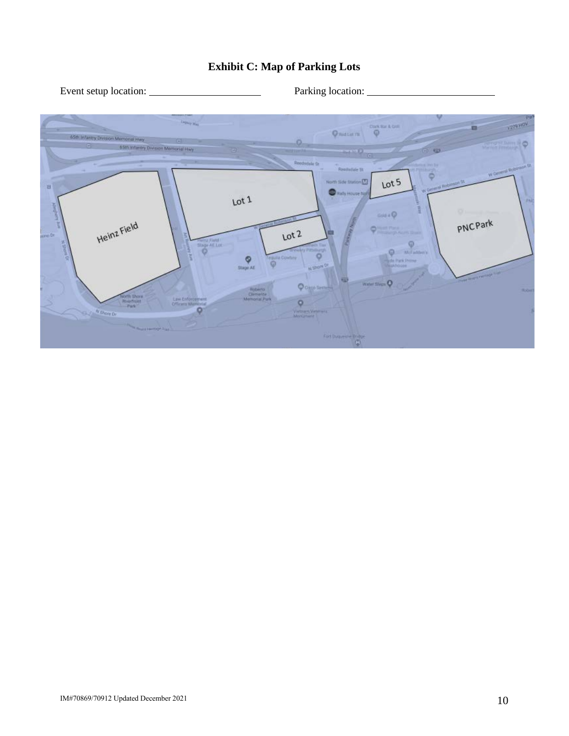## Exhibit C: Map of Parking Lots

Event setup location: ____________________ Parking location: ______________________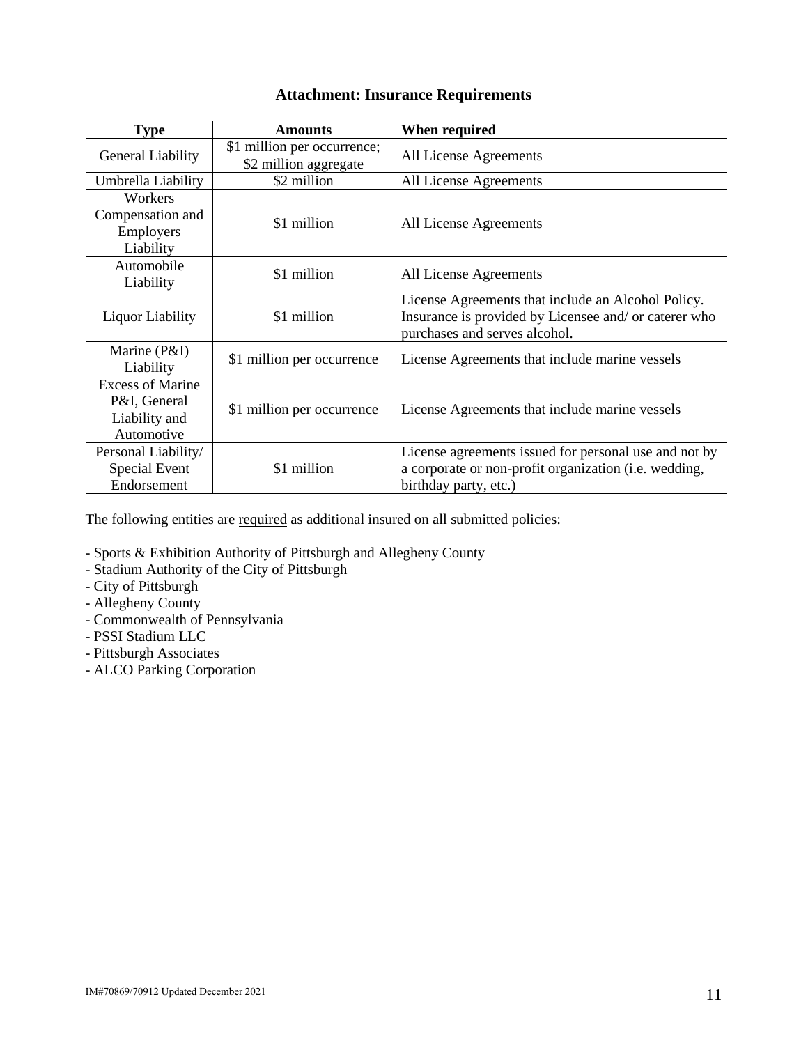# Attachment: Insurance Requirements

| Type | Amounts | When required |
|---|---|---|
| General Liability | \$1 million per occurrence; \$2 million aggregate | All License Agreements |
| Umbrella Liability | \$2 million | All License Agreements |
| Workers Compensation and Employers Liability | \$1 million | All License Agreements |
| Automobile Liability | \$1 million | All License Agreements |
| Liquor Liability | \$1 million | License Agreements that include an Alcohol Policy. Insurance is provided by Licensee and/ or caterer who purchases and serves alcohol. |
| Marine (P&I) Liability | \$1 million per occurrence | License Agreements that include marine vessels |
| Excess of Marine P&I, General Liability and Automotive | \$1 million per occurrence | License Agreements that include marine vessels |
| Personal Liability/ Special Event Endorsement | \$1 million | License agreements issued for personal use and not by a corporate or non-profit organization (i.e. wedding, birthday party, etc.) |

The following entities are <u>required</u> as additional insured on all submitted policies:

- Sports & Exhibition Authority of Pittsburgh and Allegheny County
- Stadium Authority of the City of Pittsburgh
- City of Pittsburgh
- Allegheny County
- Commonwealth of Pennsylvania
- PSSI Stadium LLC
- Pittsburgh Associates
- ALCO Parking Corporation

IM#70869/70912 Updated December 2021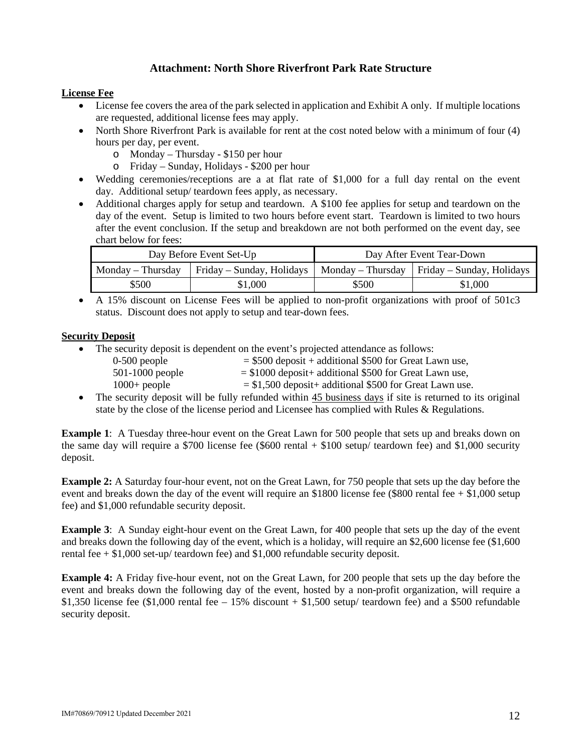### Attachment: North Shore Riverfront Park Rate Structure

**License Fee**

- License fee covers the area of the park selected in application and Exhibit A only. If multiple locations are requested, additional license fees may apply.
- North Shore Riverfront Park is available for rent at the cost noted below with a minimum of four (4) hours per day, per event.
  - Monday – Thursday - $150 per hour
  - Friday – Sunday, Holidays - $200 per hour
- Wedding ceremonies/receptions are a at flat rate of $1,000 for a full day rental on the event day. Additional setup/ teardown fees apply, as necessary.
- Additional charges apply for setup and teardown. A $100 fee applies for setup and teardown on the day of the event. Setup is limited to two hours before event start. Teardown is limited to two hours after the event conclusion. If the setup and breakdown are not both performed on the event day, see chart below for fees:

| Day Before Event Set-Up | | Day After Event Tear-Down | |
|---|---|---|---|
| Monday – Thursday | Friday – Sunday, Holidays | Monday – Thursday | Friday – Sunday, Holidays |
| $500 | $1,000 | $500 | $1,000 |

- A 15% discount on License Fees will be applied to non-profit organizations with proof of 501c3 status. Discount does not apply to setup and tear-down fees.

**Security Deposit**

- The security deposit is dependent on the event's projected attendance as follows:
  - 0-500 people = $500 deposit + additional $500 for Great Lawn use,
  - 501-1000 people = $1000 deposit+ additional $500 for Great Lawn use,
  - 1000+ people = $1,500 deposit+ additional $500 for Great Lawn use.
- The security deposit will be fully refunded within 45 business days if site is returned to its original state by the close of the license period and Licensee has complied with Rules & Regulations.

**Example 1**: A Tuesday three-hour event on the Great Lawn for 500 people that sets up and breaks down on the same day will require a $700 license fee ($600 rental + $100 setup/ teardown fee) and $1,000 security deposit.

**Example 2:** A Saturday four-hour event, not on the Great Lawn, for 750 people that sets up the day before the event and breaks down the day of the event will require an $1800 license fee ($800 rental fee + $1,000 setup fee) and $1,000 refundable security deposit.

**Example 3**: A Sunday eight-hour event on the Great Lawn, for 400 people that sets up the day of the event and breaks down the following day of the event, which is a holiday, will require an $2,600 license fee ($1,600 rental fee + $1,000 set-up/ teardown fee) and $1,000 refundable security deposit.

**Example 4:** A Friday five-hour event, not on the Great Lawn, for 200 people that sets up the day before the event and breaks down the following day of the event, hosted by a non-profit organization, will require a $1,350 license fee ($1,000 rental fee – 15% discount + $1,500 setup/ teardown fee) and a $500 refundable security deposit.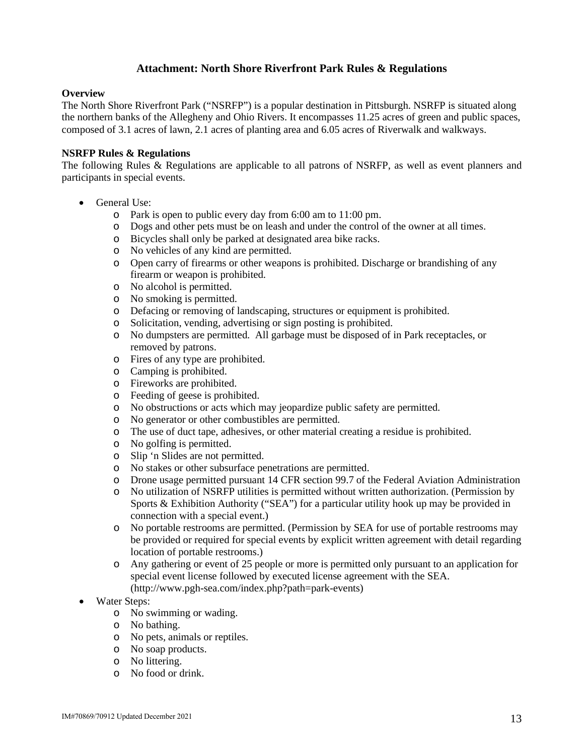## Attachment: North Shore Riverfront Park Rules & Regulations

**Overview**

The North Shore Riverfront Park ("NSRFP") is a popular destination in Pittsburgh. NSRFP is situated along the northern banks of the Allegheny and Ohio Rivers. It encompasses 11.25 acres of green and public spaces, composed of 3.1 acres of lawn, 2.1 acres of planting area and 6.05 acres of Riverwalk and walkways.

**NSRFP Rules & Regulations**

The following Rules & Regulations are applicable to all patrons of NSRFP, as well as event planners and participants in special events.

- General Use:
  - Park is open to public every day from 6:00 am to 11:00 pm.
  - Dogs and other pets must be on leash and under the control of the owner at all times.
  - Bicycles shall only be parked at designated area bike racks.
  - No vehicles of any kind are permitted.
  - Open carry of firearms or other weapons is prohibited. Discharge or brandishing of any firearm or weapon is prohibited.
  - No alcohol is permitted.
  - No smoking is permitted.
  - Defacing or removing of landscaping, structures or equipment is prohibited.
  - Solicitation, vending, advertising or sign posting is prohibited.
  - No dumpsters are permitted. All garbage must be disposed of in Park receptacles, or removed by patrons.
  - Fires of any type are prohibited.
  - Camping is prohibited.
  - Fireworks are prohibited.
  - Feeding of geese is prohibited.
  - No obstructions or acts which may jeopardize public safety are permitted.
  - No generator or other combustibles are permitted.
  - The use of duct tape, adhesives, or other material creating a residue is prohibited.
  - No golfing is permitted.
  - Slip 'n Slides are not permitted.
  - No stakes or other subsurface penetrations are permitted.
  - Drone usage permitted pursuant 14 CFR section 99.7 of the Federal Aviation Administration
  - No utilization of NSRFP utilities is permitted without written authorization. (Permission by Sports & Exhibition Authority ("SEA") for a particular utility hook up may be provided in connection with a special event.)
  - No portable restrooms are permitted. (Permission by SEA for use of portable restrooms may be provided or required for special events by explicit written agreement with detail regarding location of portable restrooms.)
  - Any gathering or event of 25 people or more is permitted only pursuant to an application for special event license followed by executed license agreement with the SEA. (http://www.pgh-sea.com/index.php?path=park-events)
- Water Steps:
  - No swimming or wading.
  - No bathing.
  - No pets, animals or reptiles.
  - No soap products.
  - No littering.
  - No food or drink.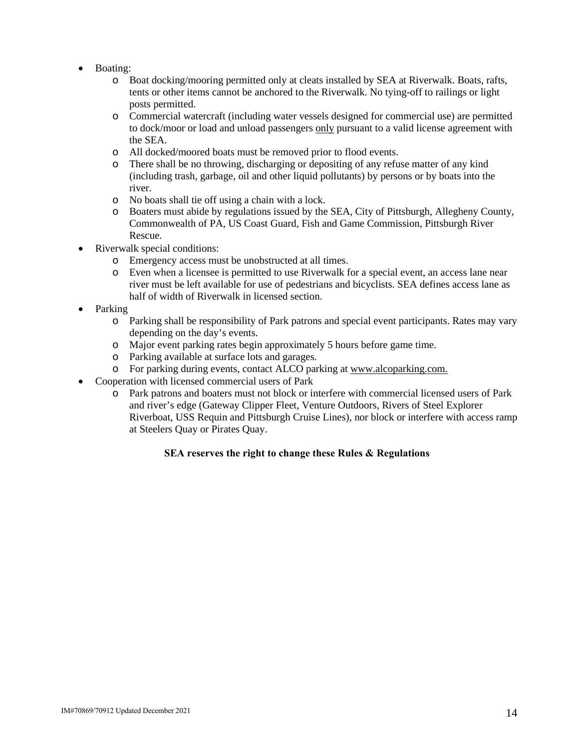- Boating:
  - Boat docking/mooring permitted only at cleats installed by SEA at Riverwalk. Boats, rafts, tents or other items cannot be anchored to the Riverwalk. No tying-off to railings or light posts permitted.
  - Commercial watercraft (including water vessels designed for commercial use) are permitted to dock/moor or load and unload passengers only pursuant to a valid license agreement with the SEA.
  - All docked/moored boats must be removed prior to flood events.
  - There shall be no throwing, discharging or depositing of any refuse matter of any kind (including trash, garbage, oil and other liquid pollutants) by persons or by boats into the river.
  - No boats shall tie off using a chain with a lock.
  - Boaters must abide by regulations issued by the SEA, City of Pittsburgh, Allegheny County, Commonwealth of PA, US Coast Guard, Fish and Game Commission, Pittsburgh River Rescue.
- Riverwalk special conditions:
  - Emergency access must be unobstructed at all times.
  - Even when a licensee is permitted to use Riverwalk for a special event, an access lane near river must be left available for use of pedestrians and bicyclists. SEA defines access lane as half of width of Riverwalk in licensed section.
- Parking
  - Parking shall be responsibility of Park patrons and special event participants. Rates may vary depending on the day's events.
  - Major event parking rates begin approximately 5 hours before game time.
  - Parking available at surface lots and garages.
  - For parking during events, contact ALCO parking at www.alcoparking.com.
- Cooperation with licensed commercial users of Park
  - Park patrons and boaters must not block or interfere with commercial licensed users of Park and river's edge (Gateway Clipper Fleet, Venture Outdoors, Rivers of Steel Explorer Riverboat, USS Requin and Pittsburgh Cruise Lines), nor block or interfere with access ramp at Steelers Quay or Pirates Quay.

**SEA reserves the right to change these Rules & Regulations**

IM#70869/70912 Updated December 2021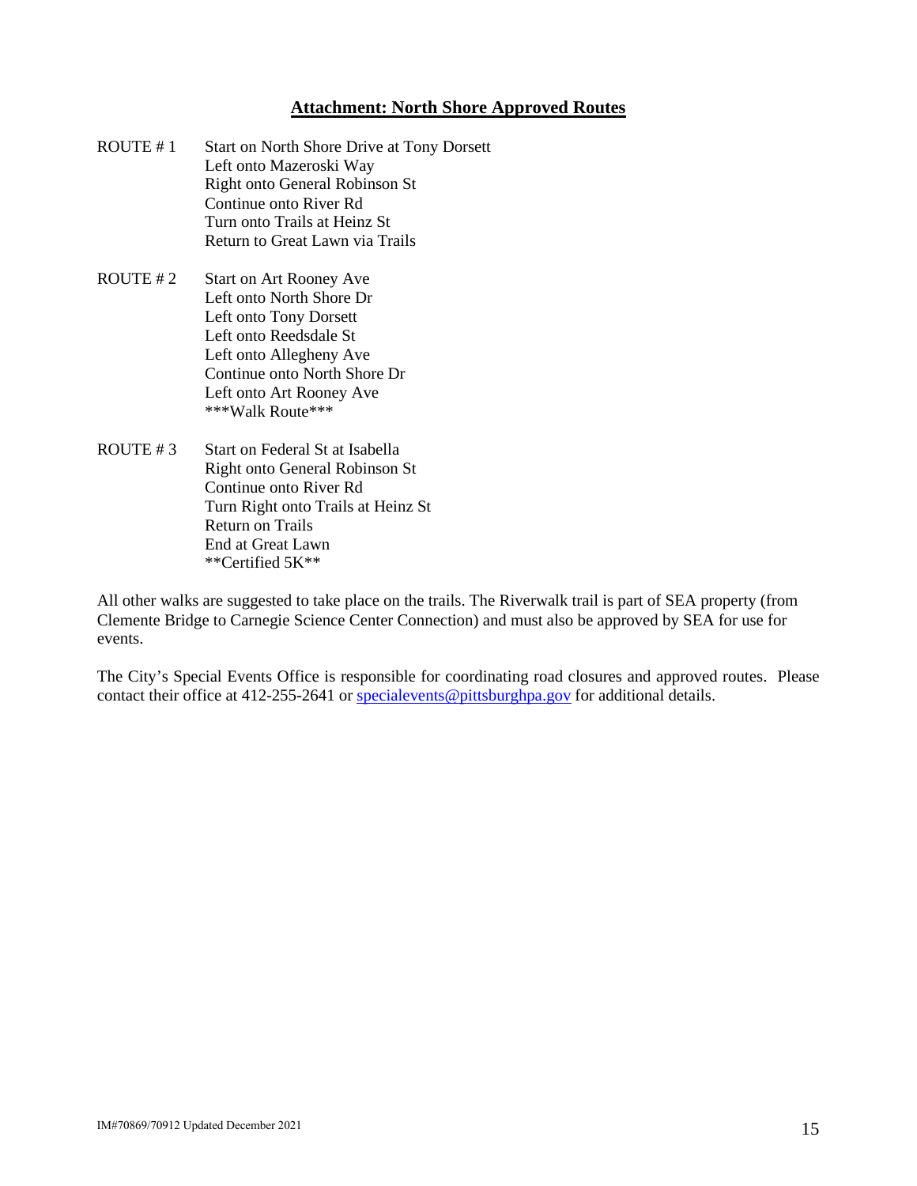## Attachment: North Shore Approved Routes

ROUTE # 1

Start on North Shore Drive at Tony Dorsett
Left onto Mazeroski Way
Right onto General Robinson St
Continue onto River Rd
Turn onto Trails at Heinz St
Return to Great Lawn via Trails

ROUTE # 2

Start on Art Rooney Ave
Left onto North Shore Dr
Left onto Tony Dorsett
Left onto Reedsdale St
Left onto Allegheny Ave
Continue onto North Shore Dr
Left onto Art Rooney Ave
***Walk Route***

ROUTE # 3

Start on Federal St at Isabella
Right onto General Robinson St
Continue onto River Rd
Turn Right onto Trails at Heinz St
Return on Trails
End at Great Lawn
**Certified 5K**

All other walks are suggested to take place on the trails. The Riverwalk trail is part of SEA property (from Clemente Bridge to Carnegie Science Center Connection) and must also be approved by SEA for use for events.

The City's Special Events Office is responsible for coordinating road closures and approved routes. Please contact their office at 412-255-2641 or specialevents@pittsburghpa.gov for additional details.

IM#70869/70912 Updated December 2021